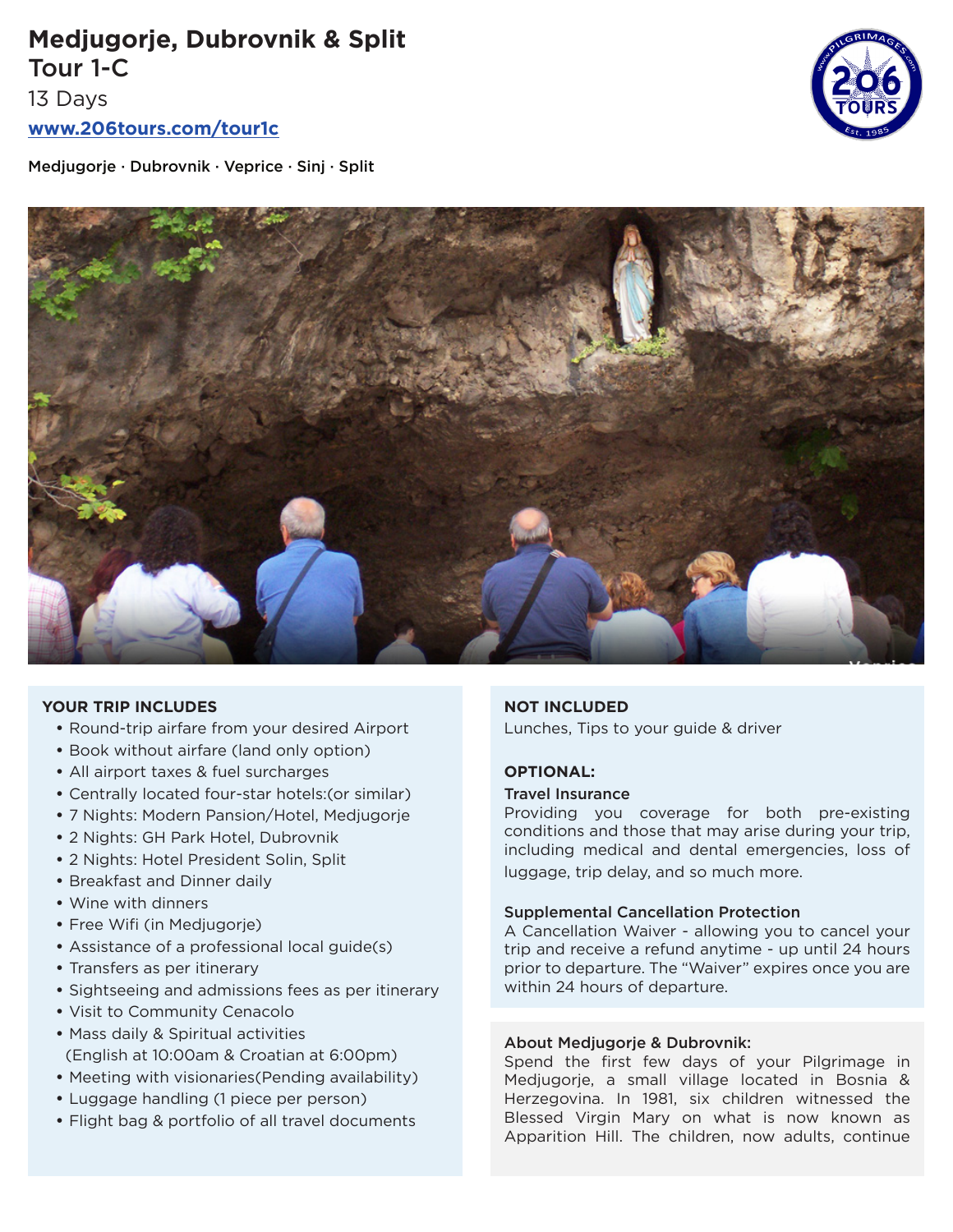# Medjugorje, Dubrovnik & Split
## Tour 1-C

13 Days

www.206tours.com/tour1c

Medjugorje · Dubrovnik · Veprice · Sinj · Split

### YOUR TRIP INCLUDES

- Round-trip airfare from your desired Airport
- Book without airfare (land only option)
- All airport taxes & fuel surcharges
- Centrally located four-star hotels:(or similar)
- 7 Nights: Modern Pansion/Hotel, Medjugorje
- 2 Nights: GH Park Hotel, Dubrovnik
- 2 Nights: Hotel President Solin, Split
- Breakfast and Dinner daily
- Wine with dinners
- Free Wifi (in Medjugorje)
- Assistance of a professional local guide(s)
- Transfers as per itinerary
- Sightseeing and admissions fees as per itinerary
- Visit to Community Cenacolo
- Mass daily & Spiritual activities (English at 10:00am & Croatian at 6:00pm)
- Meeting with visionaries(Pending availability)
- Luggage handling (1 piece per person)
- Flight bag & portfolio of all travel documents

### NOT INCLUDED

Lunches, Tips to your guide & driver

### OPTIONAL:

**Travel Insurance**

Providing you coverage for both pre-existing conditions and those that may arise during your trip, including medical and dental emergencies, loss of luggage, trip delay, and so much more.

**Supplemental Cancellation Protection**

A Cancellation Waiver - allowing you to cancel your trip and receive a refund anytime - up until 24 hours prior to departure. The "Waiver" expires once you are within 24 hours of departure.

### About Medjugorje & Dubrovnik:

Spend the first few days of your Pilgrimage in Medjugorje, a small village located in Bosnia & Herzegovina. In 1981, six children witnessed the Blessed Virgin Mary on what is now known as Apparition Hill. The children, now adults, continue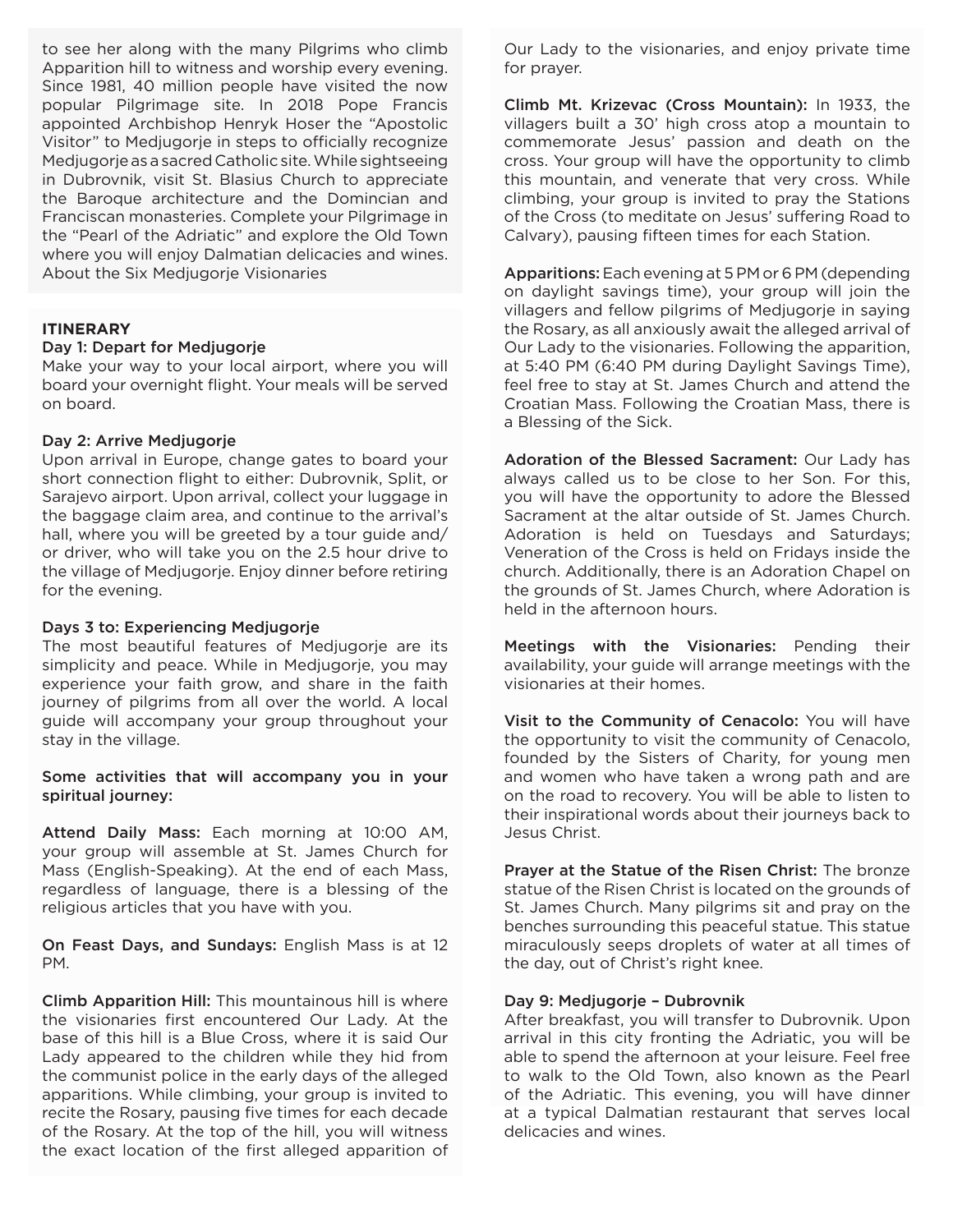to see her along with the many Pilgrims who climb Apparition hill to witness and worship every evening. Since 1981, 40 million people have visited the now popular Pilgrimage site. In 2018 Pope Francis appointed Archbishop Henryk Hoser the "Apostolic Visitor" to Medjugorje in steps to officially recognize Medjugorje as a sacred Catholic site. While sightseeing in Dubrovnik, visit St. Blasius Church to appreciate the Baroque architecture and the Domincian and Franciscan monasteries. Complete your Pilgrimage in the "Pearl of the Adriatic" and explore the Old Town where you will enjoy Dalmatian delicacies and wines. About the Six Medjugorje Visionaries

## ITINERARY

### Day 1: Depart for Medjugorje

Make your way to your local airport, where you will board your overnight flight. Your meals will be served on board.

### Day 2: Arrive Medjugorje

Upon arrival in Europe, change gates to board your short connection flight to either: Dubrovnik, Split, or Sarajevo airport. Upon arrival, collect your luggage in the baggage claim area, and continue to the arrival's hall, where you will be greeted by a tour guide and/or driver, who will take you on the 2.5 hour drive to the village of Medjugorje. Enjoy dinner before retiring for the evening.

### Days 3 to: Experiencing Medjugorje

The most beautiful features of Medjugorje are its simplicity and peace. While in Medjugorje, you may experience your faith grow, and share in the faith journey of pilgrims from all over the world. A local guide will accompany your group throughout your stay in the village.

**Some activities that will accompany you in your spiritual journey:**

**Attend Daily Mass:** Each morning at 10:00 AM, your group will assemble at St. James Church for Mass (English-Speaking). At the end of each Mass, regardless of language, there is a blessing of the religious articles that you have with you.

**On Feast Days, and Sundays:** English Mass is at 12 PM.

**Climb Apparition Hill:** This mountainous hill is where the visionaries first encountered Our Lady. At the base of this hill is a Blue Cross, where it is said Our Lady appeared to the children while they hid from the communist police in the early days of the alleged apparitions. While climbing, your group is invited to recite the Rosary, pausing five times for each decade of the Rosary. At the top of the hill, you will witness the exact location of the first alleged apparition of Our Lady to the visionaries, and enjoy private time for prayer.

**Climb Mt. Krizevac (Cross Mountain):** In 1933, the villagers built a 30' high cross atop a mountain to commemorate Jesus' passion and death on the cross. Your group will have the opportunity to climb this mountain, and venerate that very cross. While climbing, your group is invited to pray the Stations of the Cross (to meditate on Jesus' suffering Road to Calvary), pausing fifteen times for each Station.

**Apparitions:** Each evening at 5 PM or 6 PM (depending on daylight savings time), your group will join the villagers and fellow pilgrims of Medjugorje in saying the Rosary, as all anxiously await the alleged arrival of Our Lady to the visionaries. Following the apparition, at 5:40 PM (6:40 PM during Daylight Savings Time), feel free to stay at St. James Church and attend the Croatian Mass. Following the Croatian Mass, there is a Blessing of the Sick.

**Adoration of the Blessed Sacrament:** Our Lady has always called us to be close to her Son. For this, you will have the opportunity to adore the Blessed Sacrament at the altar outside of St. James Church. Adoration is held on Tuesdays and Saturdays; Veneration of the Cross is held on Fridays inside the church. Additionally, there is an Adoration Chapel on the grounds of St. James Church, where Adoration is held in the afternoon hours.

**Meetings with the Visionaries:** Pending their availability, your guide will arrange meetings with the visionaries at their homes.

**Visit to the Community of Cenacolo:** You will have the opportunity to visit the community of Cenacolo, founded by the Sisters of Charity, for young men and women who have taken a wrong path and are on the road to recovery. You will be able to listen to their inspirational words about their journeys back to Jesus Christ.

**Prayer at the Statue of the Risen Christ:** The bronze statue of the Risen Christ is located on the grounds of St. James Church. Many pilgrims sit and pray on the benches surrounding this peaceful statue. This statue miraculously seeps droplets of water at all times of the day, out of Christ's right knee.

### Day 9: Medjugorje – Dubrovnik

After breakfast, you will transfer to Dubrovnik. Upon arrival in this city fronting the Adriatic, you will be able to spend the afternoon at your leisure. Feel free to walk to the Old Town, also known as the Pearl of the Adriatic. This evening, you will have dinner at a typical Dalmatian restaurant that serves local delicacies and wines.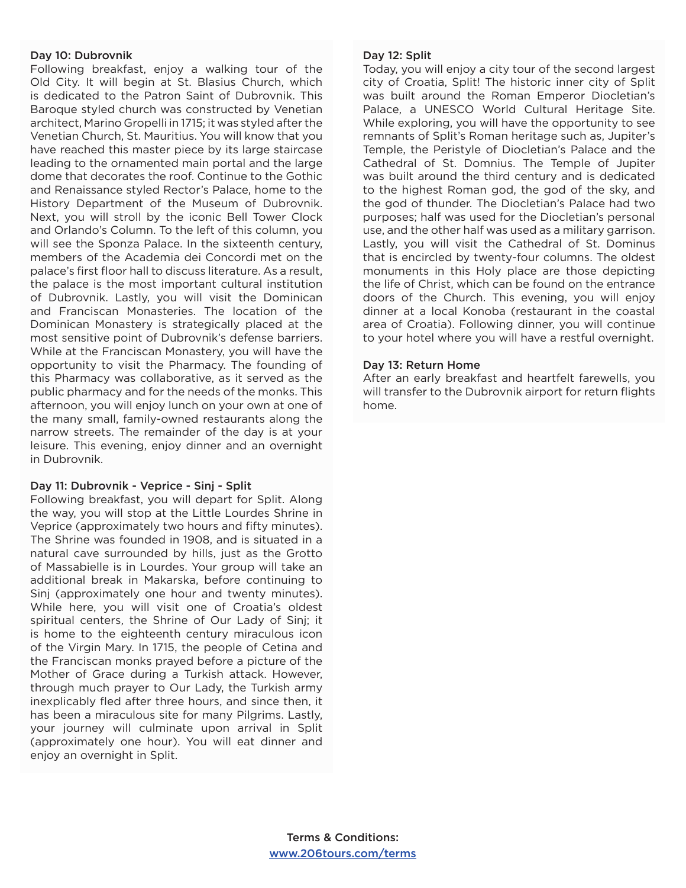**Day 10: Dubrovnik**

Following breakfast, enjoy a walking tour of the Old City. It will begin at St. Blasius Church, which is dedicated to the Patron Saint of Dubrovnik. This Baroque styled church was constructed by Venetian architect, Marino Gropelli in 1715; it was styled after the Venetian Church, St. Mauritius. You will know that you have reached this master piece by its large staircase leading to the ornamented main portal and the large dome that decorates the roof. Continue to the Gothic and Renaissance styled Rector's Palace, home to the History Department of the Museum of Dubrovnik. Next, you will stroll by the iconic Bell Tower Clock and Orlando's Column. To the left of this column, you will see the Sponza Palace. In the sixteenth century, members of the Academia dei Concordi met on the palace's first floor hall to discuss literature. As a result, the palace is the most important cultural institution of Dubrovnik. Lastly, you will visit the Dominican and Franciscan Monasteries. The location of the Dominican Monastery is strategically placed at the most sensitive point of Dubrovnik's defense barriers. While at the Franciscan Monastery, you will have the opportunity to visit the Pharmacy. The founding of this Pharmacy was collaborative, as it served as the public pharmacy and for the needs of the monks. This afternoon, you will enjoy lunch on your own at one of the many small, family-owned restaurants along the narrow streets. The remainder of the day is at your leisure. This evening, enjoy dinner and an overnight in Dubrovnik.

**Day 11: Dubrovnik - Veprice - Sinj - Split**

Following breakfast, you will depart for Split. Along the way, you will stop at the Little Lourdes Shrine in Veprice (approximately two hours and fifty minutes). The Shrine was founded in 1908, and is situated in a natural cave surrounded by hills, just as the Grotto of Massabielle is in Lourdes. Your group will take an additional break in Makarska, before continuing to Sinj (approximately one hour and twenty minutes). While here, you will visit one of Croatia's oldest spiritual centers, the Shrine of Our Lady of Sinj; it is home to the eighteenth century miraculous icon of the Virgin Mary. In 1715, the people of Cetina and the Franciscan monks prayed before a picture of the Mother of Grace during a Turkish attack. However, through much prayer to Our Lady, the Turkish army inexplicably fled after three hours, and since then, it has been a miraculous site for many Pilgrims. Lastly, your journey will culminate upon arrival in Split (approximately one hour). You will eat dinner and enjoy an overnight in Split.

**Day 12: Split**

Today, you will enjoy a city tour of the second largest city of Croatia, Split! The historic inner city of Split was built around the Roman Emperor Diocletian's Palace, a UNESCO World Cultural Heritage Site. While exploring, you will have the opportunity to see remnants of Split's Roman heritage such as, Jupiter's Temple, the Peristyle of Diocletian's Palace and the Cathedral of St. Domnius. The Temple of Jupiter was built around the third century and is dedicated to the highest Roman god, the god of the sky, and the god of thunder. The Diocletian's Palace had two purposes; half was used for the Diocletian's personal use, and the other half was used as a military garrison. Lastly, you will visit the Cathedral of St. Dominus that is encircled by twenty-four columns. The oldest monuments in this Holy place are those depicting the life of Christ, which can be found on the entrance doors of the Church. This evening, you will enjoy dinner at a local Konoba (restaurant in the coastal area of Croatia). Following dinner, you will continue to your hotel where you will have a restful overnight.

**Day 13: Return Home**

After an early breakfast and heartfelt farewells, you will transfer to the Dubrovnik airport for return flights home.

**Terms & Conditions:**
[www.206tours.com/terms](www.206tours.com/terms)